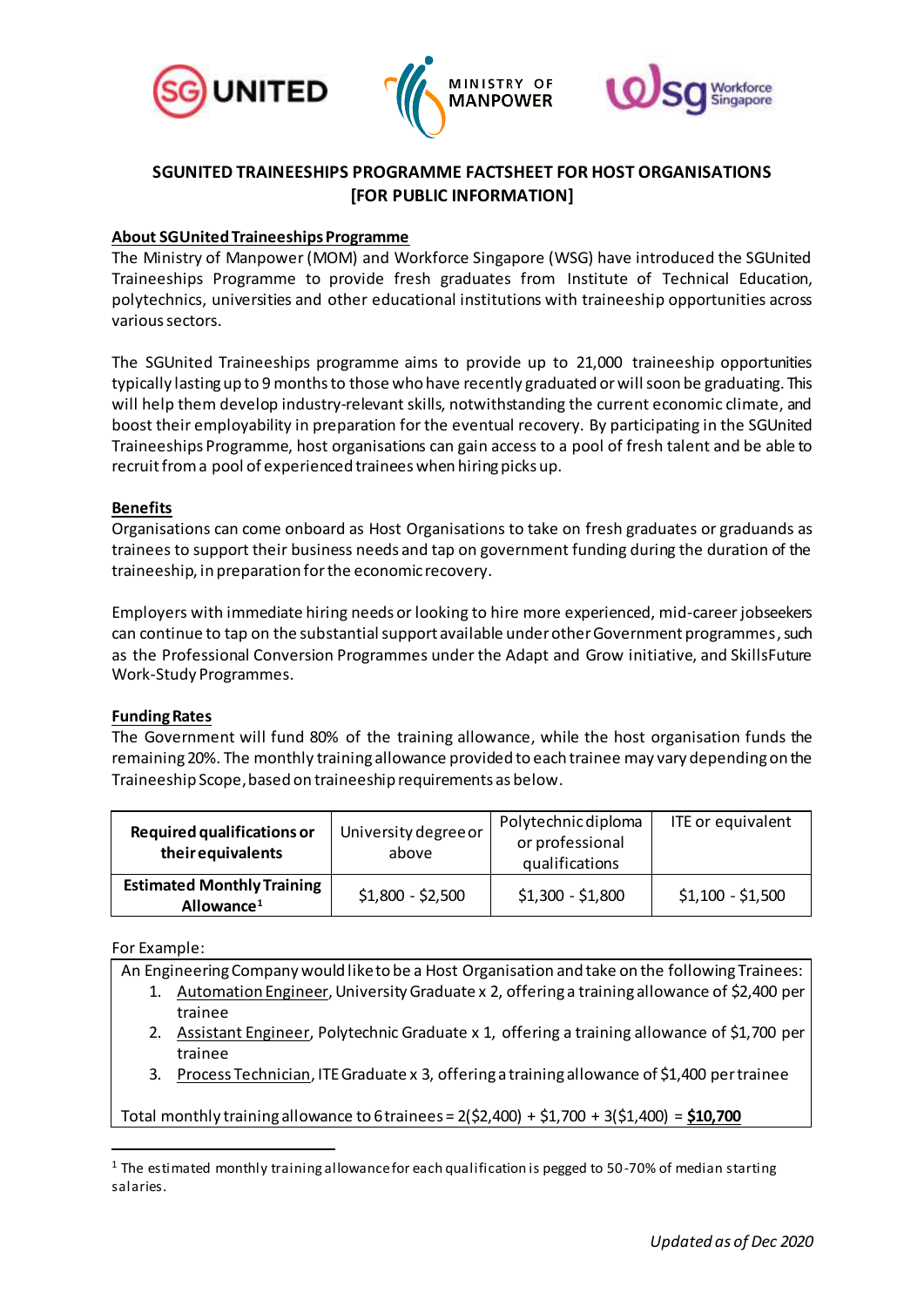# SGUNITED TRAINEESHIPS PROGRAMME FACTSHEET FOR HOST ORGANISATIONS [FOR PUBLIC INFORMATION]

## About SGUnited Traineeships Programme

The Ministry of Manpower (MOM) and Workforce Singapore (WSG) have introduced the SGUnited Traineeships Programme to provide fresh graduates from Institute of Technical Education, polytechnics, universities and other educational institutions with traineeship opportunities across various sectors.

The SGUnited Traineeships programme aims to provide up to 21,000 traineeship opportunities typically lasting up to 9 months to those who have recently graduated or will soon be graduating. This will help them develop industry-relevant skills, notwithstanding the current economic climate, and boost their employability in preparation for the eventual recovery. By participating in the SGUnited Traineeships Programme, host organisations can gain access to a pool of fresh talent and be able to recruit from a pool of experienced trainees when hiring picks up.

## Benefits

Organisations can come onboard as Host Organisations to take on fresh graduates or graduands as trainees to support their business needs and tap on government funding during the duration of the traineeship, in preparation for the economic recovery.

Employers with immediate hiring needs or looking to hire more experienced, mid-career jobseekers can continue to tap on the substantial support available under other Government programmes, such as the Professional Conversion Programmes under the Adapt and Grow initiative, and SkillsFuture Work-Study Programmes.

## Funding Rates

The Government will fund 80% of the training allowance, while the host organisation funds the remaining 20%. The monthly training allowance provided to each trainee may vary depending on the Traineeship Scope, based on traineeship requirements as below.

| **Required qualifications or their equivalents** | University degree or above | Polytechnic diploma or professional qualifications | ITE or equivalent |
|---|---|---|---|
| **Estimated Monthly Training Allowance**[1] | $1,800 - $2,500 | $1,300 - $1,800 | $1,100 - $1,500 |

For Example:

An Engineering Company would like to be a Host Organisation and take on the following Trainees:

1. Automation Engineer, University Graduate x 2, offering a training allowance of $2,400 per trainee
2. Assistant Engineer, Polytechnic Graduate x 1, offering a training allowance of $1,700 per trainee
3. Process Technician, ITE Graduate x 3, offering a training allowance of $1,400 per trainee

Total monthly training allowance to 6 trainees = 2($2,400) + $1,700 + 3($1,400) = **$10,700**

[1] The estimated monthly training allowance for each qualification is pegged to 50-70% of median starting salaries.

*Updated as of Dec 2020*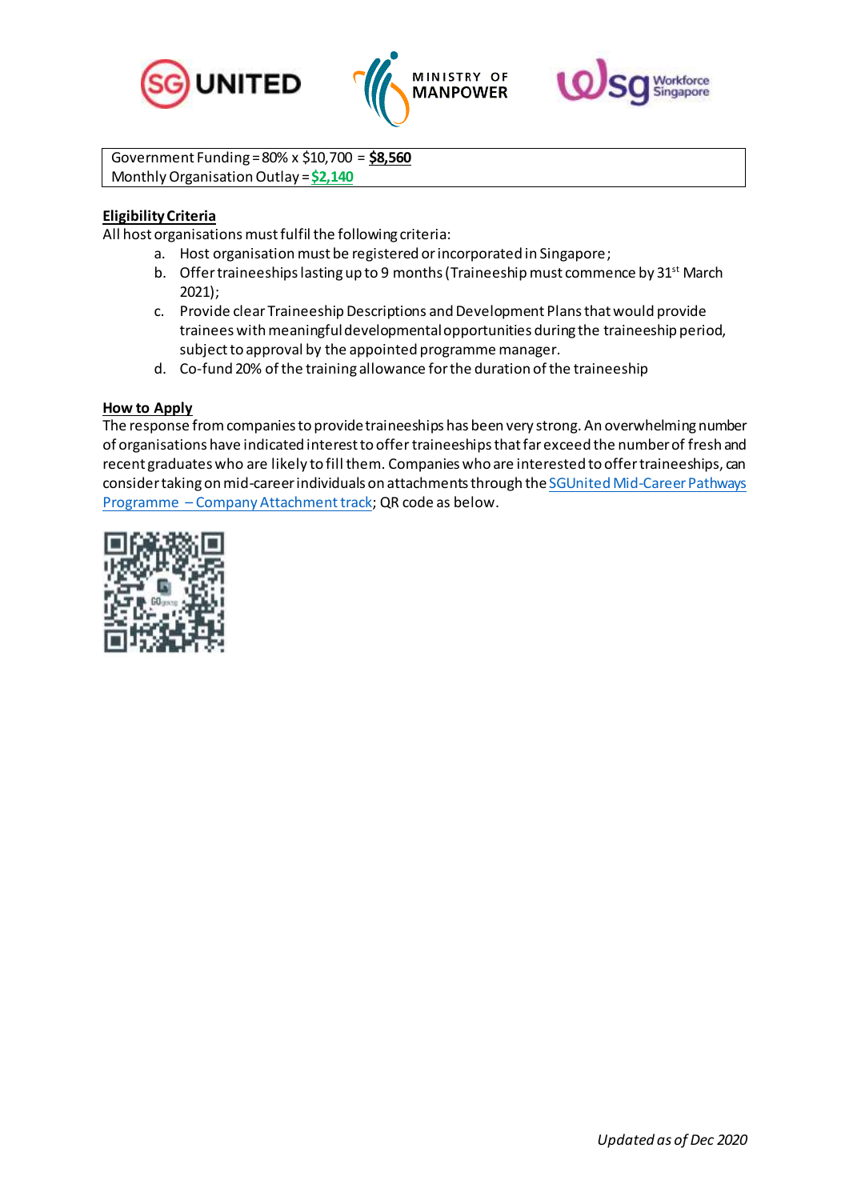| |
|---|
| Government Funding = 80% x $10,700 = **$8,560**<br>Monthly Organisation Outlay = **$2,140** |

**Eligibility Criteria**

All host organisations must fulfil the following criteria:

a. Host organisation must be registered or incorporated in Singapore;
b. Offer traineeships lasting up to 9 months (Traineeship must commence by 31st March 2021);
c. Provide clear Traineeship Descriptions and Development Plans that would provide trainees with meaningful developmental opportunities during the traineeship period, subject to approval by the appointed programme manager.
d. Co-fund 20% of the training allowance for the duration of the traineeship

**How to Apply**

The response from companies to provide traineeships has been very strong. An overwhelming number of organisations have indicated interest to offer traineeships that far exceed the number of fresh and recent graduates who are likely to fill them. Companies who are interested to offer traineeships, can consider taking on mid-career individuals on attachments through the SGUnited Mid-Career Pathways Programme – Company Attachment track; QR code as below.

*Updated as of Dec 2020*